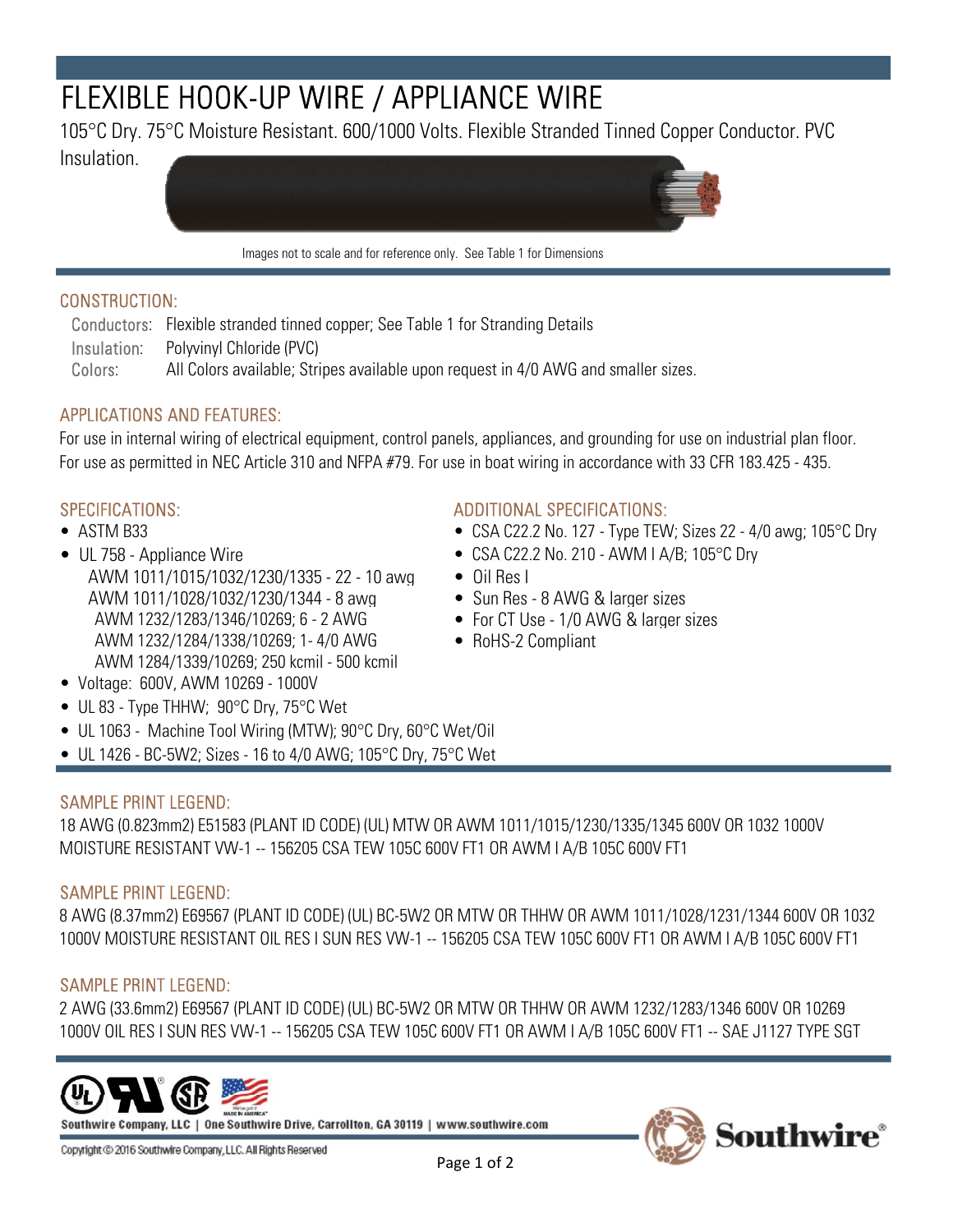# FLEXIBLE HOOK-UP WIRE / APPLIANCE WIRE

105°C Dry. 75°C Moisture Resistant. 600/1000 Volts. Flexible Stranded Tinned Copper Conductor. PVC Insulation.

Images not to scale and for reference only. See Table 1 for Dimensions

## CONSTRUCTION:

- **Conductors:** Flexible stranded tinned copper; See Table 1 for Stranding Details
- **Insulation:** Polyvinyl Chloride (PVC)
- **Colors:** All Colors available; Stripes available upon request in 4/0 AWG and smaller sizes.

## APPLICATIONS AND FEATURES:

For use in internal wiring of electrical equipment, control panels, appliances, and grounding for use on industrial plan floor. For use as permitted in NEC Article 310 and NFPA #79. For use in boat wiring in accordance with 33 CFR 183.425 - 435.

## SPECIFICATIONS:

- ASTM B33
- UL 758 - Appliance Wire
  - AWM 1011/1015/1032/1230/1335 - 22 - 10 awg
  - AWM 1011/1028/1032/1230/1344 - 8 awg
  - AWM 1232/1283/1346/10269; 6 - 2 AWG
  - AWM 1232/1284/1338/10269; 1- 4/0 AWG
  - AWM 1284/1339/10269; 250 kcmil - 500 kcmil
- Voltage: 600V, AWM 10269 - 1000V
- UL 83 - Type THHW; 90°C Dry, 75°C Wet
- UL 1063 - Machine Tool Wiring (MTW); 90°C Dry, 60°C Wet/Oil
- UL 1426 - BC-5W2; Sizes - 16 to 4/0 AWG; 105°C Dry, 75°C Wet

## ADDITIONAL SPECIFICATIONS:

- CSA C22.2 No. 127 - Type TEW; Sizes 22 - 4/0 awg; 105°C Dry
- CSA C22.2 No. 210 - AWM I A/B; 105°C Dry
- Oil Res I
- Sun Res - 8 AWG & larger sizes
- For CT Use - 1/0 AWG & larger sizes
- RoHS-2 Compliant

## SAMPLE PRINT LEGEND:

18 AWG (0.823mm2) E51583 (PLANT ID CODE) (UL) MTW OR AWM 1011/1015/1230/1335/1345 600V OR 1032 1000V MOISTURE RESISTANT VW-1 -- 156205 CSA TEW 105C 600V FT1 OR AWM I A/B 105C 600V FT1

## SAMPLE PRINT LEGEND:

8 AWG (8.37mm2) E69567 (PLANT ID CODE) (UL) BC-5W2 OR MTW OR THHW OR AWM 1011/1028/1231/1344 600V OR 1032 1000V MOISTURE RESISTANT OIL RES I SUN RES VW-1 -- 156205 CSA TEW 105C 600V FT1 OR AWM I A/B 105C 600V FT1

## SAMPLE PRINT LEGEND:

2 AWG (33.6mm2) E69567 (PLANT ID CODE) (UL) BC-5W2 OR MTW OR THHW OR AWM 1232/1283/1346 600V OR 10269 1000V OIL RES I SUN RES VW-1 -- 156205 CSA TEW 105C 600V FT1 OR AWM I A/B 105C 600V FT1 -- SAE J1127 TYPE SGT

Southwire Company, LLC | One Southwire Drive, Carrollton, GA 30119 | www.southwire.com

Copyright © 2016 Southwire Company, LLC. All Rights Reserved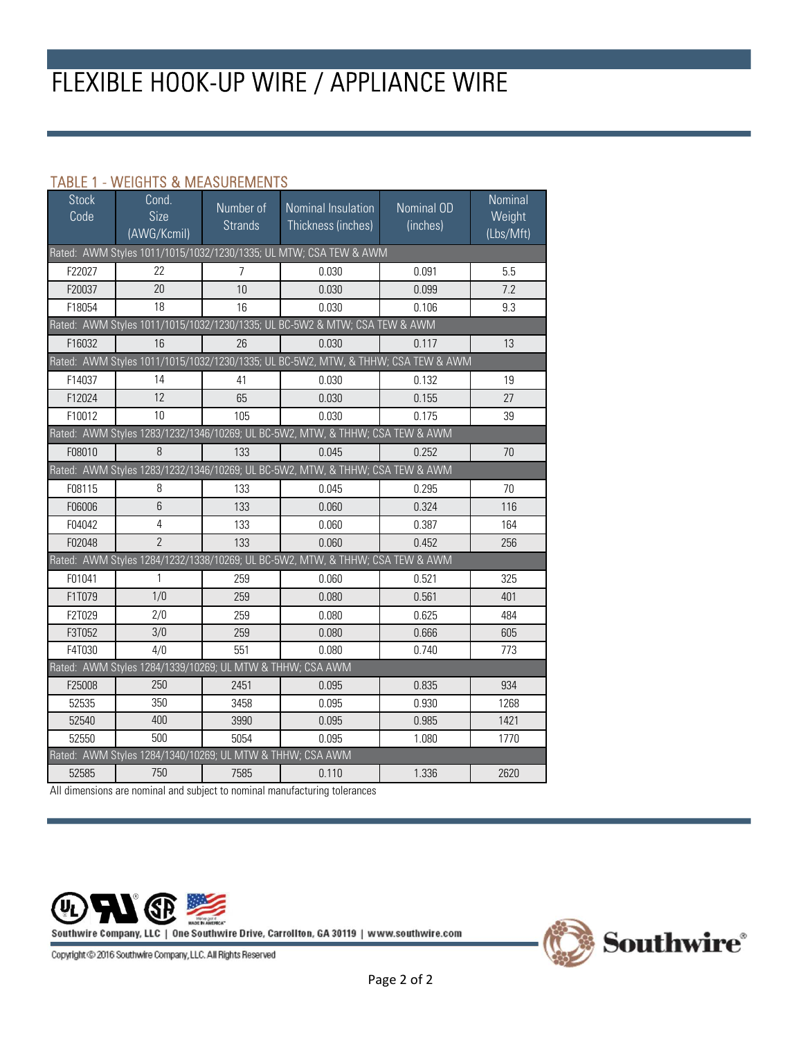# FLEXIBLE HOOK-UP WIRE / APPLIANCE WIRE

## TABLE 1 - WEIGHTS & MEASUREMENTS

| Stock Code | Cond. Size (AWG/Kcmil) | Number of Strands | Nominal Insulation Thickness (inches) | Nominal OD (inches) | Nominal Weight (Lbs/Mft) |
|---|---|---|---|---|---|
| Rated: AWM Styles 1011/1015/1032/1230/1335; UL MTW; CSA TEW & AWM | | | | | |
| F22027 | 22 | 7 | 0.030 | 0.091 | 5.5 |
| F20037 | 20 | 10 | 0.030 | 0.099 | 7.2 |
| F18054 | 18 | 16 | 0.030 | 0.106 | 9.3 |
| Rated: AWM Styles 1011/1015/1032/1230/1335; UL BC-5W2 & MTW; CSA TEW & AWM | | | | | |
| F16032 | 16 | 26 | 0.030 | 0.117 | 13 |
| Rated: AWM Styles 1011/1015/1032/1230/1335; UL BC-5W2, MTW, & THHW; CSA TEW & AWM | | | | | |
| F14037 | 14 | 41 | 0.030 | 0.132 | 19 |
| F12024 | 12 | 65 | 0.030 | 0.155 | 27 |
| F10012 | 10 | 105 | 0.030 | 0.175 | 39 |
| Rated: AWM Styles 1283/1232/1346/10269; UL BC-5W2, MTW, & THHW; CSA TEW & AWM | | | | | |
| F08010 | 8 | 133 | 0.045 | 0.252 | 70 |
| Rated: AWM Styles 1283/1232/1346/10269; UL BC-5W2, MTW, & THHW; CSA TEW & AWM | | | | | |
| F08115 | 8 | 133 | 0.045 | 0.295 | 70 |
| F06006 | 6 | 133 | 0.060 | 0.324 | 116 |
| F04042 | 4 | 133 | 0.060 | 0.387 | 164 |
| F02048 | 2 | 133 | 0.060 | 0.452 | 256 |
| Rated: AWM Styles 1284/1232/1338/10269; UL BC-5W2, MTW, & THHW; CSA TEW & AWM | | | | | |
| F01041 | 1 | 259 | 0.060 | 0.521 | 325 |
| F1T079 | 1/0 | 259 | 0.080 | 0.561 | 401 |
| F2T029 | 2/0 | 259 | 0.080 | 0.625 | 484 |
| F3T052 | 3/0 | 259 | 0.080 | 0.666 | 605 |
| F4T030 | 4/0 | 551 | 0.080 | 0.740 | 773 |
| Rated: AWM Styles 1284/1339/10269; UL MTW & THHW; CSA AWM | | | | | |
| F25008 | 250 | 2451 | 0.095 | 0.835 | 934 |
| 52535 | 350 | 3458 | 0.095 | 0.930 | 1268 |
| 52540 | 400 | 3990 | 0.095 | 0.985 | 1421 |
| 52550 | 500 | 5054 | 0.095 | 1.080 | 1770 |
| Rated: AWM Styles 1284/1340/10269; UL MTW & THHW; CSA AWM | | | | | |
| 52585 | 750 | 7585 | 0.110 | 1.336 | 2620 |

All dimensions are nominal and subject to nominal manufacturing tolerances

Southwire Company, LLC | One Southwire Drive, Carrollton, GA 30119 | www.southwire.com

Copyright © 2016 Southwire Company, LLC. All Rights Reserved